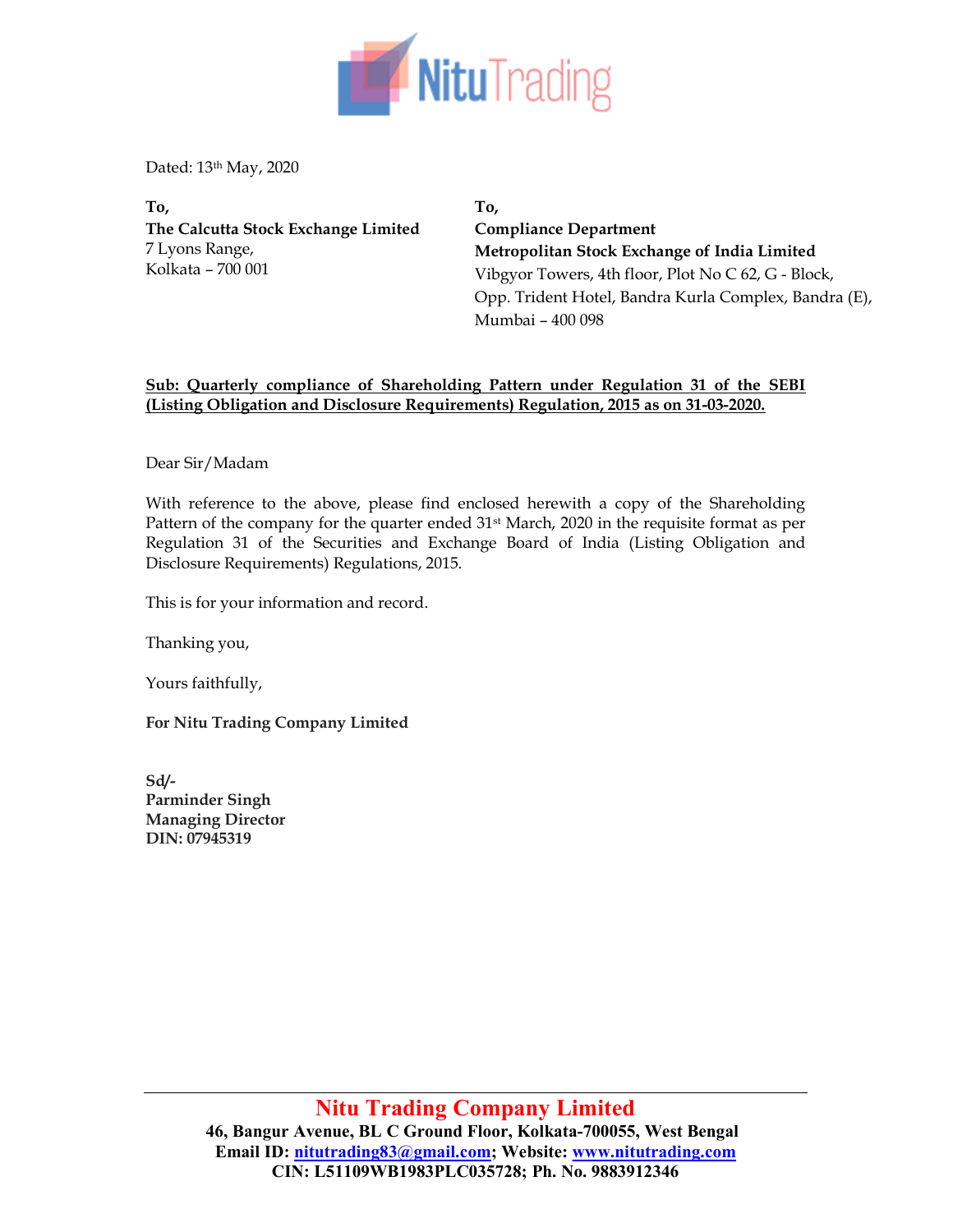Dated: 13th May, 2020

**To,**
**The Calcutta Stock Exchange Limited**
7 Lyons Range,
Kolkata – 700 001

**To,**
**Compliance Department**
**Metropolitan Stock Exchange of India Limited**
Vibgyor Towers, 4th floor, Plot No C 62, G - Block,
Opp. Trident Hotel, Bandra Kurla Complex, Bandra (E),
Mumbai – 400 098

**Sub: Quarterly compliance of Shareholding Pattern under Regulation 31 of the SEBI (Listing Obligation and Disclosure Requirements) Regulation, 2015 as on 31-03-2020.**

Dear Sir/Madam

With reference to the above, please find enclosed herewith a copy of the Shareholding Pattern of the company for the quarter ended 31st March, 2020 in the requisite format as per Regulation 31 of the Securities and Exchange Board of India (Listing Obligation and Disclosure Requirements) Regulations, 2015.

This is for your information and record.

Thanking you,

Yours faithfully,

**For Nitu Trading Company Limited**

**Sd/-**
**Parminder Singh**
**Managing Director**
**DIN: 07945319**

**Nitu Trading Company Limited**
**46, Bangur Avenue, BL C Ground Floor, Kolkata-700055, West Bengal**
**Email ID: nitutrading83@gmail.com; Website: www.nitutrading.com**
**CIN: L51109WB1983PLC035728; Ph. No. 9883912346**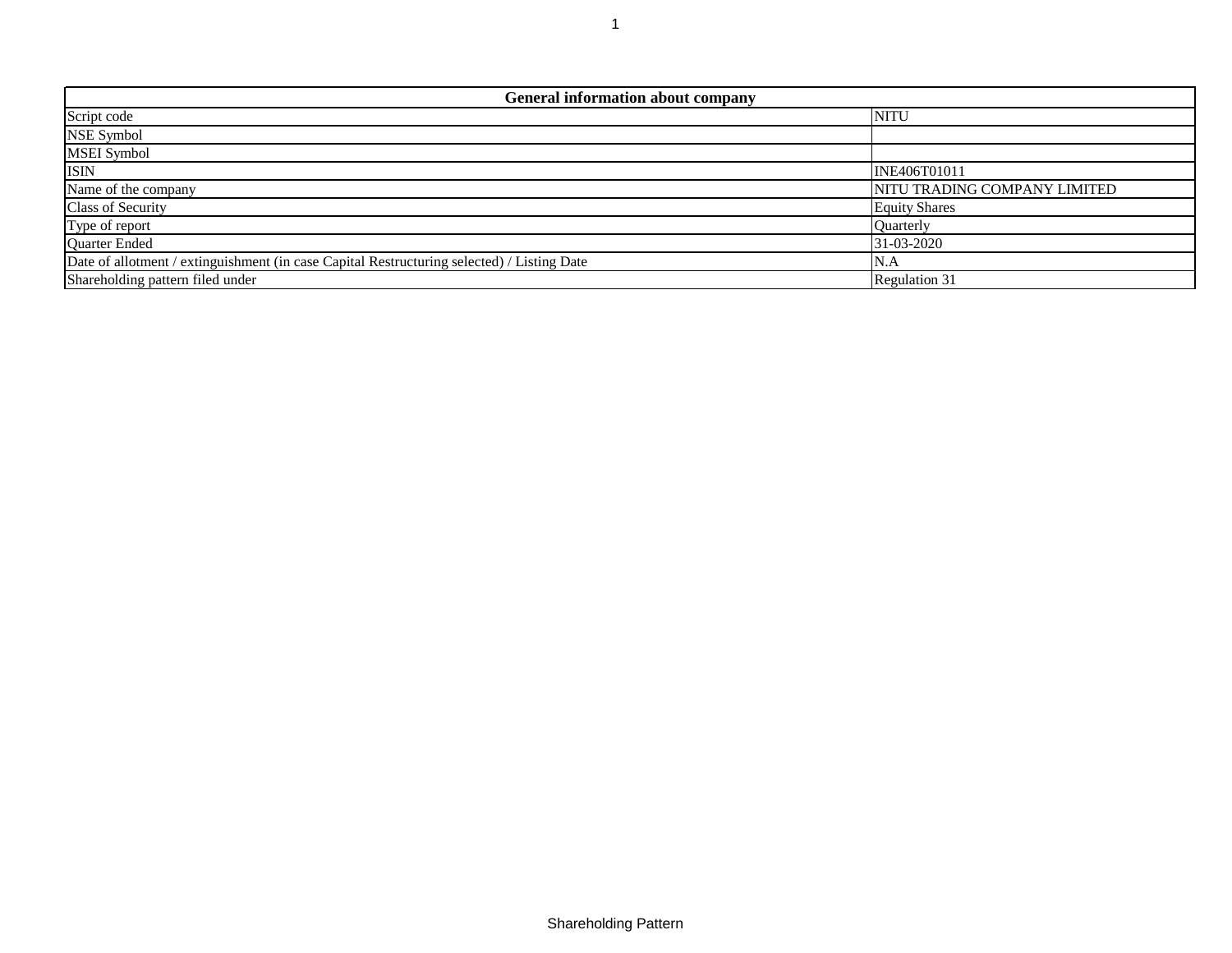| General information about company | |
|---|---|
| Script code | NITU |
| NSE Symbol | |
| MSEI Symbol | |
| ISIN | INE406T01011 |
| Name of the company | NITU TRADING COMPANY LIMITED |
| Class of Security | Equity Shares |
| Type of report | Quarterly |
| Quarter Ended | 31-03-2020 |
| Date of allotment / extinguishment (in case Capital Restructuring selected) / Listing Date | N.A |
| Shareholding pattern filed under | Regulation 31 |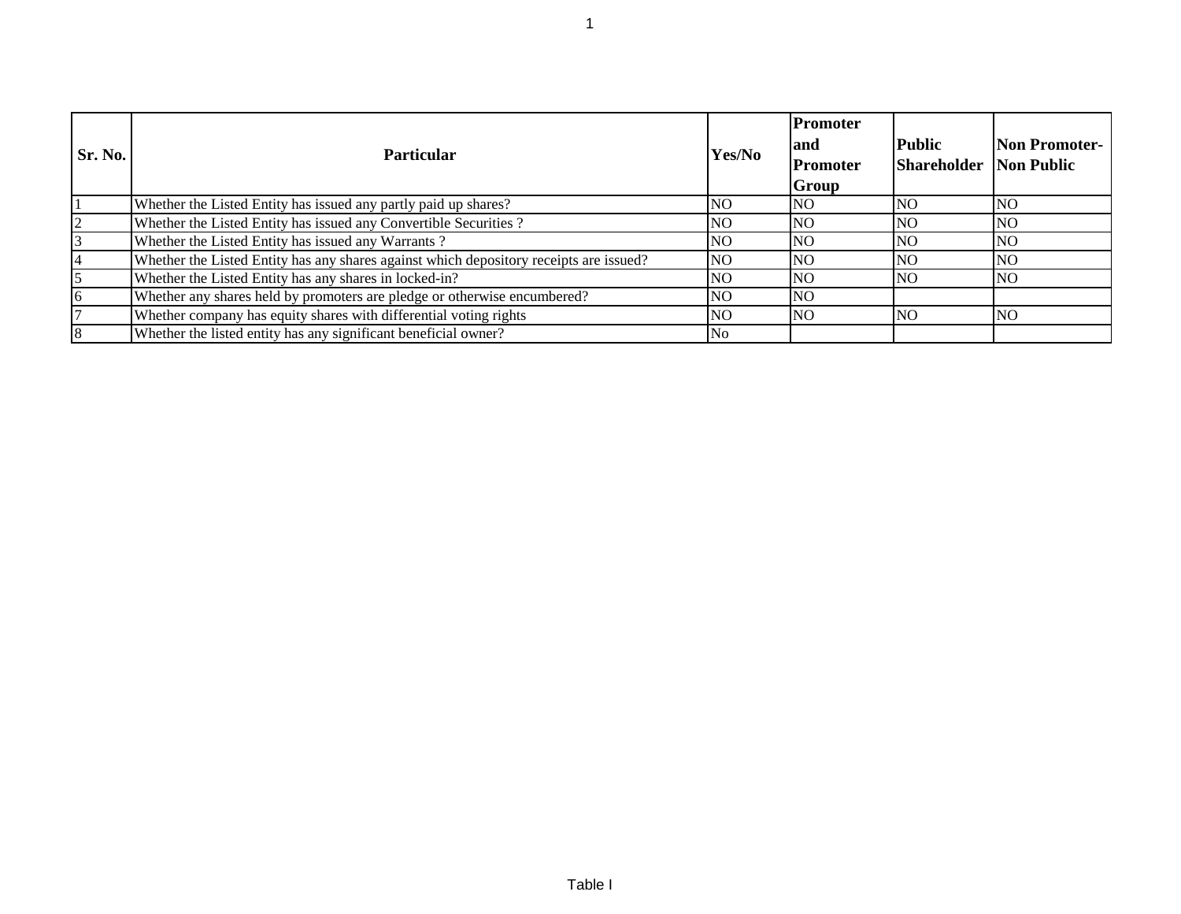| Sr. No. | Particular | Yes/No | Promoter and Promoter Group | Public Shareholder | Non Promoter- Non Public |
|---|---|---|---|---|---|
| 1 | Whether the Listed Entity has issued any partly paid up shares? | NO | NO | NO | NO |
| 2 | Whether the Listed Entity has issued any Convertible Securities ? | NO | NO | NO | NO |
| 3 | Whether the Listed Entity has issued any Warrants ? | NO | NO | NO | NO |
| 4 | Whether the Listed Entity has any shares against which depository receipts are issued? | NO | NO | NO | NO |
| 5 | Whether the Listed Entity has any shares in locked-in? | NO | NO | NO | NO |
| 6 | Whether any shares held by promoters are pledge or otherwise encumbered? | NO | NO | | |
| 7 | Whether company has equity shares with differential voting rights | NO | NO | NO | NO |
| 8 | Whether the listed entity has any significant beneficial owner? | No | | | |

Table I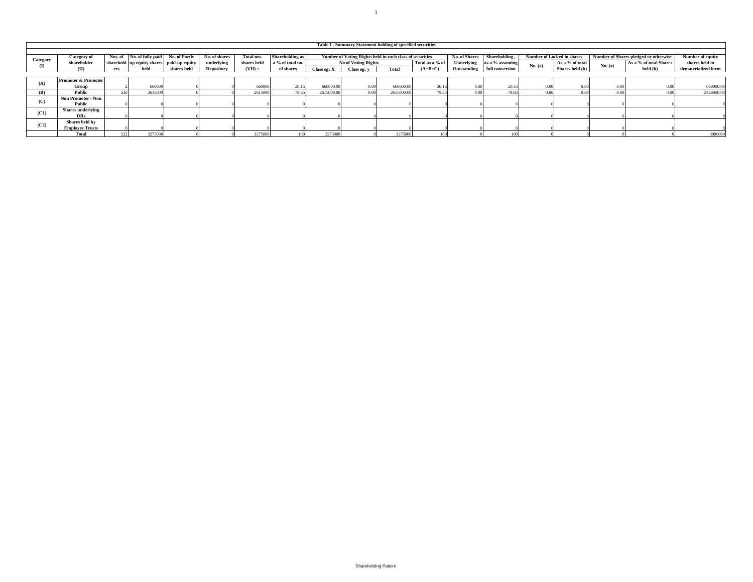## Table I - Summary Statement holding of specified securities

| Category (I) | Category of shareholder (II) | Nos. of shareholders | No. of fully paid up equity shares held | No. of Partly paid-up equity shares held | No. of shares underlying Depository | Total nos. shares held (VII) = | Shareholding as a % of total no. of shares | Number of Voting Rights held in each class of securities | | | | No. of Shares Underlying Outstanding | Shareholding , as a % assuming full conversion | Number of Locked in shares | | Number of Shares pledged or otherwise | | Number of equity shares held in dematerialized form |
|---|---|---|---|---|---|---|---|---|---|---|---|---|---|---|---|---|---|---|
| | | | | | | | | No of Voting Rights | | | Total as a % of (A+B+C) | | | No. (a) | As a % of total Shares held (b) | No. (a) | As a % of total Shares held (b) | |
| | | | | | | | | Class eg: X | Class eg: y | Total | | | | | | | | |
| (A) | Promoter & Promoter Group | 2 | 660000 | 0 | 0 | 660000 | 20.15 | 660000.00 | 0.00 | 660000.00 | 20.15 | 0.00 | 20.15 | 0.00 | 0.00 | 0.00 | 0.00 | 660000.00 |
| (B) | Public | 520 | 2615000 | 0 | 0 | 2615000 | 79.85 | 2615000.00 | 0.00 | 2615000.00 | 79.85 | 0.00 | 79.85 | 0.00 | 0.00 | 0.00 | 0.00 | 2426000.00 |
| (C) | Non Promoter - Non Public | 0 | 0 | 0 | 0 | 0 | 0 | 0 | 0 | 0 | 0 | 0 | 0 | 0 | 0 | 0 | 0 | 0 |
| (C1) | Shares underlying DRs | 0 | 0 | 0 | 0 | 0 | 0 | 0 | 0 | 0 | 0 | 0 | 0 | 0 | 0 | 0 | 0 | 0 |
| (C2) | Shares held by Employee Trusts | 0 | 0 | 0 | 0 | 0 | 0 | 0 | 0 | 0 | 0 | 0 | 0 | 0 | 0 | 0 | 0 | 0 |
| | Total | 522 | 3275000 | 0 | 0 | 3275000 | 100 | 3275000 | 0 | 3275000 | 100 | 0 | 100 | 0 | 0 | 0 | 0 | 3086000 |

Shareholding Pattern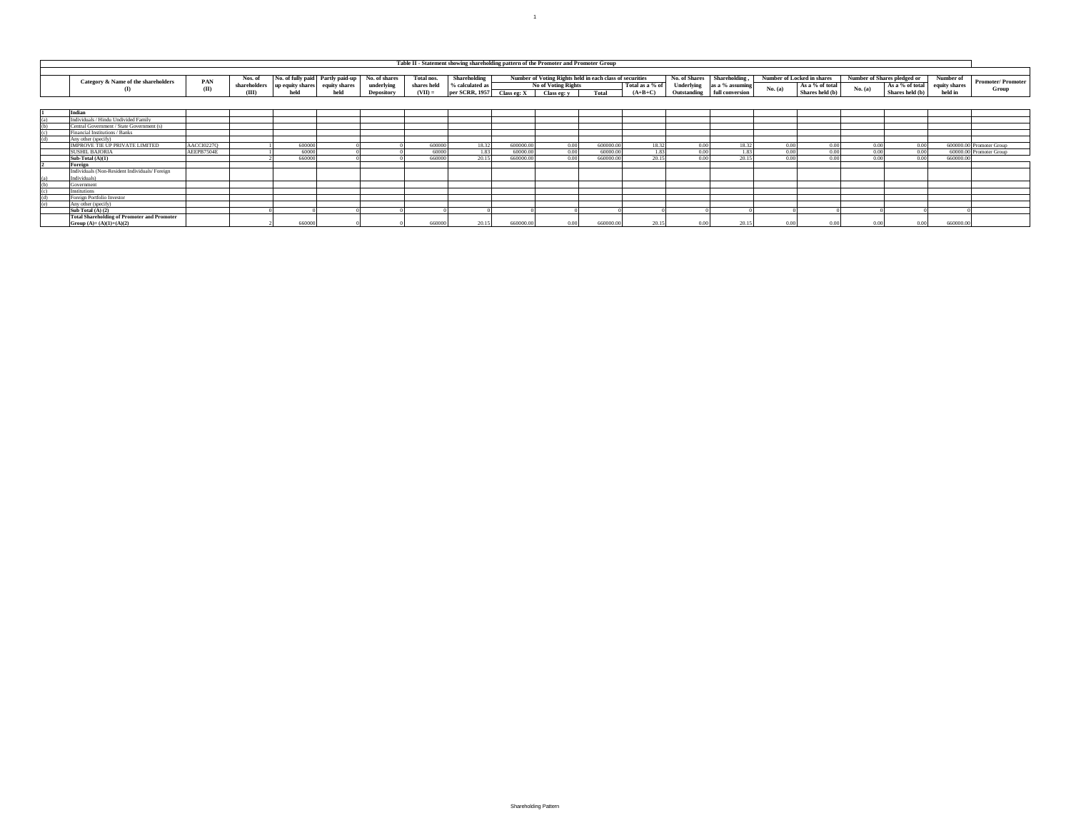## Table II - Statement showing shareholding pattern of the Promoter and Promoter Group

| | Category & Name of the shareholders (I) | PAN (II) | Nos. of shareholders (III) | No. of fully paid up equity shares held | Partly paid-up equity shares held | No. of shares underlying Depository | Total nos. shares held (VII) = | Shareholding % calculated as per SCRR, 1957 | Number of Voting Rights held in each class of securities | | | | No. of Shares Underlying Outstanding | Shareholding , as a % assuming full conversion | Number of Locked in shares | | Number of Shares pledged or | | Number of equity shares held in | Promoter/ Promoter Group |
|---|---|---|---|---|---|---|---|---|---|---|---|---|---|---|---|---|---|---|---|---|
| | | | | | | | | | No of Voting Rights | | | Total as a % of (A+B+C) | | | No. (a) | As a % of total Shares held (b) | No. (a) | As a % of total Shares held (b) | | |
| | | | | | | | | | Class eg: X | Class eg: y | Total | | | | | | | | | |
| 1 | **Indian** | | | | | | | | | | | | | | | | | | | |
| (a) | Individuals / Hindu Undivided Family | | | | | | | | | | | | | | | | | | | |
| (b) | Central Government / State Government (s) | | | | | | | | | | | | | | | | | | | |
| (c) | Financial Institutions / Banks | | | | | | | | | | | | | | | | | | | |
| (d) | Any other (specify) | | | | | | | | | | | | | | | | | | | |
| | IMPROVE TIE UP PRIVATE LIMITED | AACCI0227Q | 1 | 600000 | 0 | 0 | 600000 | 18.32 | 600000.00 | 0.00 | 600000.00 | 18.32 | 0.00 | 18.32 | 0.00 | 0.00 | 0.00 | 0.00 | 600000.00 | Promoter Group |
| | SUSHIL BAJORIA | AEEPB7504E | 1 | 60000 | 0 | 0 | 60000 | 1.83 | 60000.00 | 0.00 | 60000.00 | 1.83 | 0.00 | 1.83 | 0.00 | 0.00 | 0.00 | 0.00 | 60000.00 | Promoter Group |
| | **Sub-Total (A)(1)** | | 2 | 660000 | 0 | 0 | 660000 | 20.15 | 660000.00 | 0.00 | 660000.00 | 20.15 | 0.00 | 20.15 | 0.00 | 0.00 | 0.00 | 0.00 | 660000.00 | |
| 2 | **Foreign** | | | | | | | | | | | | | | | | | | | |
| (a) | Individuals (Non-Resident Individuals/ Foreign Individuals) | | | | | | | | | | | | | | | | | | | |
| (b) | Government | | | | | | | | | | | | | | | | | | | |
| (c) | Institutions | | | | | | | | | | | | | | | | | | | |
| (d) | Foreign Portfolio Investor | | | | | | | | | | | | | | | | | | | |
| (e) | Any other (specify) | | | | | | | | | | | | | | | | | | | |
| | **Sub Total (A) (2)** | | 0 | 0 | 0 | 0 | 0 | 0 | 0 | 0 | 0 | 0 | 0 | 0 | 0 | 0 | 0 | 0 | 0 | |
| | **Total Shareholding of Promoter and Promoter Group (A)= (A)(1)+(A)(2)** | | 2 | 660000 | 0 | 0 | 660000 | 20.15 | 660000.00 | 0.00 | 660000.00 | 20.15 | 0.00 | 20.15 | 0.00 | 0.00 | 0.00 | 0.00 | 660000.00 | |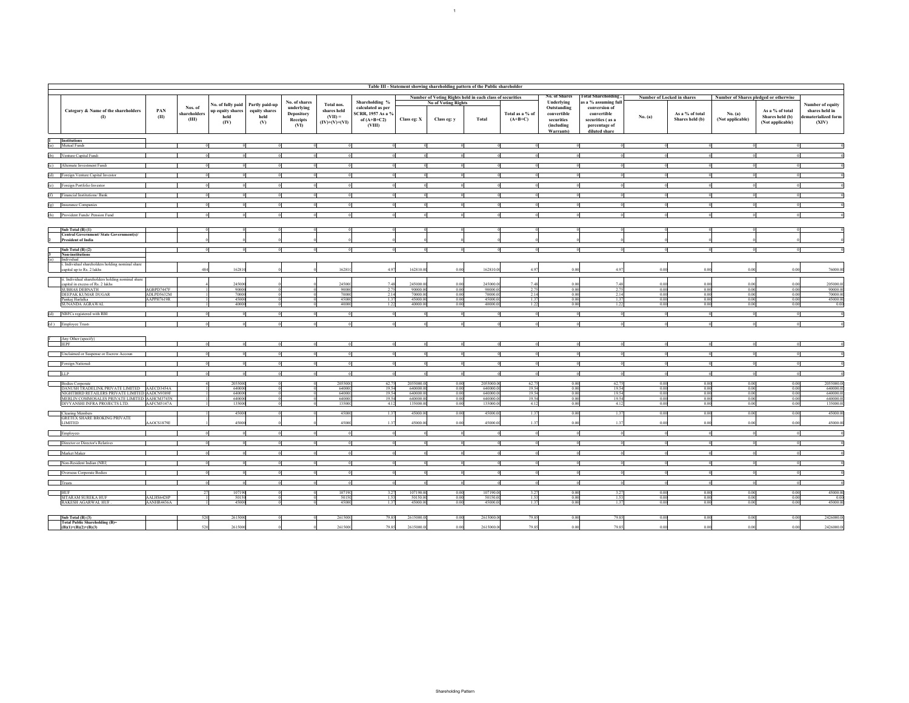## Table III - Statement showing shareholding pattern of the Public shareholder

| | Category & Name of the shareholders (I) | PAN (II) | Nos. of shareholders (III) | No. of fully paid up equity shares held (IV) | Partly paid-up equity shares held (V) | No. of shares underlying Depository Receipts (VI) | Total nos. shares held (VII) = (IV)+(V)+(VI) | Shareholding % calculated as per SCRR, 1957 As a % of (A+B+C2) (VIII) | Number of Voting Rights held in each class of securities (IX) | | | | No. of Shares Underlying Outstanding convertible securities (including Warrants) (X) | Total Shareholding, as a % assuming full conversion of convertible securities (as a percentage of diluted share capital) (XI) | Number of Locked in shares (XII) | | Number of Shares pledged or otherwise encumbered (XIII) | | Number of equity shares held in dematerialized form (XIV) |
|---|---|---|---|---|---|---|---|---|---|---|---|---|---|---|---|---|---|---|---|
| | | | | | | | | | No of Voting Rights | | | Total as a % of (A+B+C) | | | No. (a) | As a % of total Shares held (b) | No. (a) (Not applicable) | As a % of total Shares held (b) (Not applicable) | |
| | | | | | | | | | Class eg: X | Class eg: y | Total | | | | | | | | |
| 1 | **Institutions** | | | | | | | | | | | | | | | | | | |
| (a) | Mutual Funds | | 0 | 0 | 0 | 0 | 0 | 0 | 0 | 0 | 0 | 0 | 0 | 0 | 0 | 0 | 0 | 0 | 0 |
| (b) | Venture Capital Funds | | 0 | 0 | 0 | 0 | 0 | 0 | 0 | 0 | 0 | 0 | 0 | 0 | 0 | 0 | 0 | 0 | 0 |
| (c) | Alternate Investment Funds | | 0 | 0 | 0 | 0 | 0 | 0 | 0 | 0 | 0 | 0 | 0 | 0 | 0 | 0 | 0 | 0 | 0 |
| (d) | Foreign Venture Capital Investors | | 0 | 0 | 0 | 0 | 0 | 0 | 0 | 0 | 0 | 0 | 0 | 0 | 0 | 0 | 0 | 0 | 0 |
| (e) | Foreign Portfolio Investors | | 0 | 0 | 0 | 0 | 0 | 0 | 0 | 0 | 0 | 0 | 0 | 0 | 0 | 0 | 0 | 0 | 0 |
| (f) | Financial Institutions/ Banks | | 0 | 0 | 0 | 0 | 0 | 0 | 0 | 0 | 0 | 0 | 0 | 0 | 0 | 0 | 0 | 0 | 0 |
| (g) | Insurance Companies | | 0 | 0 | 0 | 0 | 0 | 0 | 0 | 0 | 0 | 0 | 0 | 0 | 0 | 0 | 0 | 0 | 0 |
| (h) | Provident Funds/ Pension Funds | | 0 | 0 | 0 | 0 | 0 | 0 | 0 | 0 | 0 | 0 | 0 | 0 | 0 | 0 | 0 | 0 | 0 |
| | **Sub Total (B)(1)** | | 0 | 0 | 0 | 0 | 0 | 0 | 0 | 0 | 0 | 0 | 0 | 0 | 0 | 0 | 0 | 0 | 0 |
| 2 | **Central Government/ State Government(s)/ President of India** | | 0 | 0 | 0 | 0 | 0 | 0 | 0 | 0 | 0 | 0 | 0 | 0 | 0 | 0 | 0 | 0 | 0 |
| | **Sub Total (B)(2)** | | 0 | 0 | 0 | 0 | 0 | 0 | 0 | 0 | 0 | 0 | 0 | 0 | 0 | 0 | 0 | 0 | 0 |
| 3 | **Non-institutions** | | | | | | | | | | | | | | | | | | |
| (a) | Individuals | | | | | | | | | | | | | | | | | | |
| | i. Individual shareholders holding nominal share capital up to Rs. 2 lakhs | | 484 | 162810 | 0 | 0 | 162810 | 4.97 | 162810.00 | 0.00 | 162810.00 | 4.97 | 0.00 | 4.97 | 0.00 | 0.00 | 0.00 | 0.00 | 76000.00 |
| | ii. Individual shareholders holding nominal share capital in excess of Rs. 2 lakhs | | 4 | 245000 | 0 | 0 | 245000 | 7.48 | 245000.00 | 0.00 | 245000.00 | 7.48 | 0.00 | 7.48 | 0.00 | 0.00 | 0.00 | 0.00 | 205000.00 |
| | SUBHAS DEBNATH | AGBPD7447F | 1 | 90000 | 0 | 0 | 90000 | 2.75 | 90000.00 | 0.00 | 90000.00 | 2.75 | 0.00 | 2.75 | 0.00 | 0.00 | 0.00 | 0.00 | 90000.00 |
| | DEEPAK KUMAR DUGAR | ADLPD5632M | 1 | 70000 | 0 | 0 | 70000 | 2.14 | 70000.00 | 0.00 | 70000.00 | 2.14 | 0.00 | 2.14 | 0.00 | 0.00 | 0.00 | 0.00 | 70000.00 |
| | Pankaj Harlalka | AAPPH7619R | 1 | 45000 | 0 | 0 | 45000 | 1.37 | 45000.00 | 0.00 | 45000.00 | 1.37 | 0.00 | 1.37 | 0.00 | 0.00 | 0.00 | 0.00 | 45000.00 |
| | SUNANDA AGRAWAL | | 1 | 40000 | 0 | 0 | 40000 | 1.22 | 40000.00 | 0.00 | 40000.00 | 1.22 | 0.00 | 1.22 | 0.00 | 0.00 | 0.00 | 0.00 | 0.00 |
| (b) | NBFCs registered with RBI | | 0 | 0 | 0 | 0 | 0 | 0 | 0 | 0 | 0 | 0 | 0 | 0 | 0 | 0 | 0 | 0 | 0 |
| (c) | Employee Trusts | | 0 | 0 | 0 | 0 | 0 | 0 | 0 | 0 | 0 | 0 | 0 | 0 | 0 | 0 | 0 | 0 | 0 |
| (e) | Any Other (specify) | | | | | | | | | | | | | | | | | | |
| | IEPF | | 0 | 0 | 0 | 0 | 0 | 0 | 0 | 0 | 0 | 0 | 0 | 0 | 0 | 0 | 0 | 0 | 0 |
| | Unclaimed or Suspense or Escrow Account | | 0 | 0 | 0 | 0 | 0 | 0 | 0 | 0 | 0 | 0 | 0 | 0 | 0 | 0 | 0 | 0 | 0 |
| | Foreign Nationals | | 0 | 0 | 0 | 0 | 0 | 0 | 0 | 0 | 0 | 0 | 0 | 0 | 0 | 0 | 0 | 0 | 0 |
| | LLP | | 0 | 0 | 0 | 0 | 0 | 0 | 0 | 0 | 0 | 0 | 0 | 0 | 0 | 0 | 0 | 0 | 0 |
| | Bodies Corporate | | 4 | 2055000 | 0 | 0 | 2055000 | 62.75 | 2055000.00 | 0.00 | 2055000.00 | 62.75 | 0.00 | 62.75 | 0.00 | 0.00 | 0.00 | 0.00 | 2055000.00 |
| | DANUSH TRADELINK PRIVATE LIMITED | AAECD3454A | 1 | 640000 | 0 | 0 | 640000 | 19.54 | 640000.00 | 0.00 | 640000.00 | 19.54 | 0.00 | 19.54 | 0.00 | 0.00 | 0.00 | 0.00 | 640000.00 |
| | NIGHTBIRD RETAILERS PRIVATE LIMITED | AADCN9389P | 1 | 640000 | 0 | 0 | 640000 | 19.54 | 640000.00 | 0.00 | 640000.00 | 19.54 | 0.00 | 19.54 | 0.00 | 0.00 | 0.00 | 0.00 | 640000.00 |
| | MERLIN COMMOSALES PRIVATE LIMITED | AAHCM3743N | 1 | 640000 | 0 | 0 | 640000 | 19.54 | 640000.00 | 0.00 | 640000.00 | 19.54 | 0.00 | 19.54 | 0.00 | 0.00 | 0.00 | 0.00 | 640000.00 |
| | DIVYANSHI INFRA PROJECTS LTD. | AAFCM5147A | 1 | 135000 | 0 | 0 | 135000 | 4.12 | 135000.00 | 0.00 | 135000.00 | 4.12 | 0.00 | 4.12 | 0.00 | 0.00 | 0.00 | 0.00 | 135000.00 |
| | Clearing Members | | 1 | 45000 | 0 | 0 | 45000 | 1.37 | 45000.00 | 0.00 | 45000.00 | 1.37 | 0.00 | 1.37 | 0.00 | 0.00 | 0.00 | 0.00 | 45000.00 |
| | GRETEX SHARE BROKING PRIVATE LIMITED | AAOCS1879E | 1 | 45000 | 0 | 0 | 45000 | 1.37 | 45000.00 | 0.00 | 45000.00 | 1.37 | 0.00 | 1.37 | 0.00 | 0.00 | 0.00 | 0.00 | 45000.00 |
| | Employees | | 0 | 0 | 0 | 0 | 0 | 0 | 0 | 0 | 0 | 0 | 0 | 0 | 0 | 0 | 0 | 0 | 0 |
| | Director or Director's Relatives | | 0 | 0 | 0 | 0 | 0 | 0 | 0 | 0 | 0 | 0 | 0 | 0 | 0 | 0 | 0 | 0 | 0 |
| | Market Maker | | 0 | 0 | 0 | 0 | 0 | 0 | 0 | 0 | 0 | 0 | 0 | 0 | 0 | 0 | 0 | 0 | 0 |
| | Non-Resident Indian (NRI) | | 0 | 0 | 0 | 0 | 0 | 0 | 0 | 0 | 0 | 0 | 0 | 0 | 0 | 0 | 0 | 0 | 0 |
| | Overseas Corporate Bodies | | 0 | 0 | 0 | 0 | 0 | 0 | 0 | 0 | 0 | 0 | 0 | 0 | 0 | 0 | 0 | 0 | 0 |
| | Trusts | | 0 | 0 | 0 | 0 | 0 | 0 | 0 | 0 | 0 | 0 | 0 | 0 | 0 | 0 | 0 | 0 | 0 |
| | HUF | | 27 | 107190 | 0 | 0 | 107190 | 3.27 | 107190.00 | 0.00 | 107190.00 | 3.27 | 0.00 | 3.27 | 0.00 | 0.00 | 0.00 | 0.00 | 45000.00 |
| | SITARAM SUREKA HUF | AALHS6428P | 1 | 50150 | 0 | 0 | 50150 | 1.53 | 50150.00 | 0.00 | 50150.00 | 1.53 | 0.00 | 1.53 | 0.00 | 0.00 | 0.00 | 0.00 | 0.00 |
| | RAKESH AGARWAL HUF . | AANHR4436A | 1 | 45000 | 0 | 0 | 45000 | 1.37 | 45000.00 | 0.00 | 45000.00 | 1.37 | 0.00 | 1.37 | 0.00 | 0.00 | 0.00 | 0.00 | 45000.00 |
| | **Sub Total (B)(3)** | | 520 | 2615000 | 0 | 0 | 2615000 | 79.85 | 2615000.00 | 0.00 | 2615000.00 | 79.85 | 0.00 | 79.85 | 0.00 | 0.00 | 0.00 | 0.00 | 2426000.00 |
| | **Total Public Shareholding (B)= (B)(1)+(B)(2)+(B)(3)** | | 520 | 2615000 | 0 | 0 | 2615000 | 79.85 | 2615000.00 | 0.00 | 2615000.00 | 79.85 | 0.00 | 79.85 | 0.00 | 0.00 | 0.00 | 0.00 | 2426000.00 |